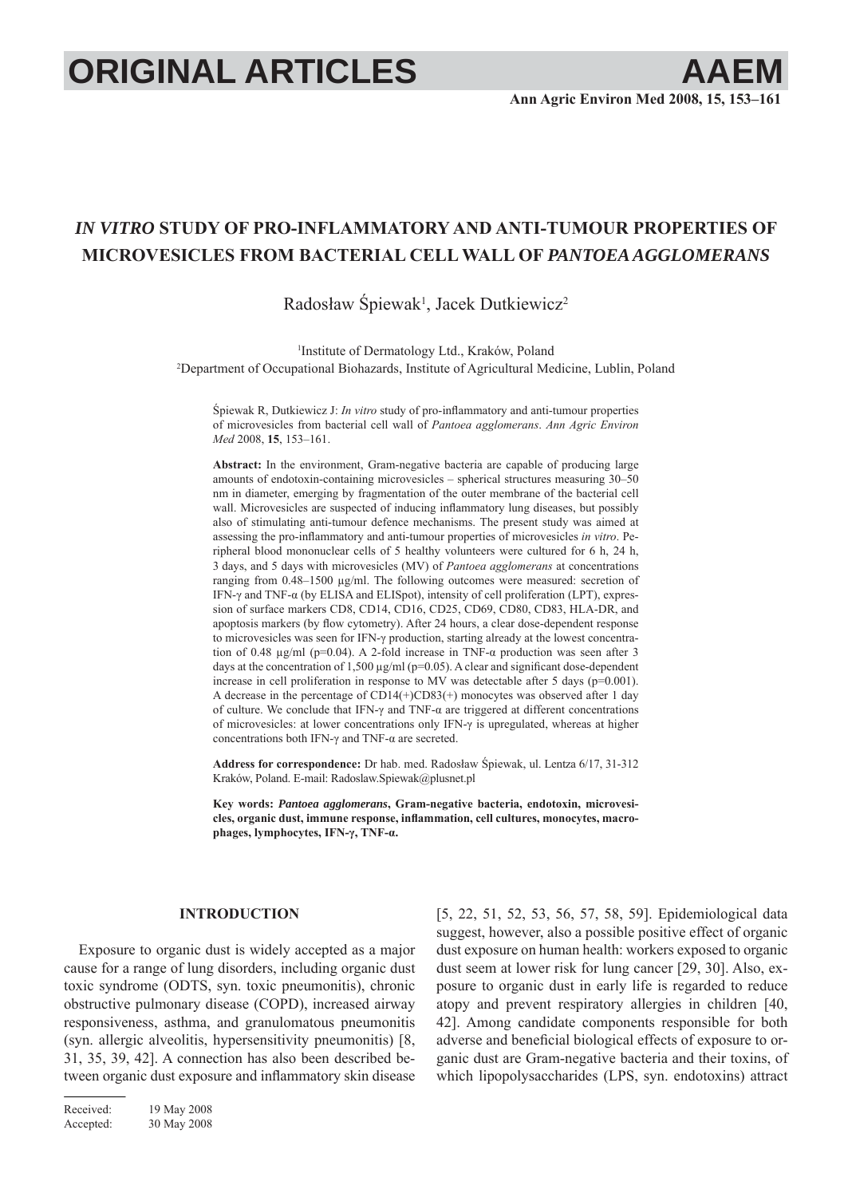# *IN VITRO* STUDY OF PRO-INFLAMMATORY AND ANTI-TUMOUR PROPERTIES OF MICROVESICLES FROM BACTERIAL CELL WALL OF *PANTOEA AGGLOMERANS*

Radosław Śpiewak[1], Jacek Dutkiewicz[2]

[1]Institute of Dermatology Ltd., Kraków, Poland
[2]Department of Occupational Biohazards, Institute of Agricultural Medicine, Lublin, Poland

Śpiewak R, Dutkiewicz J: *In vitro* study of pro-inflammatory and anti-tumour properties of microvesicles from bacterial cell wall of *Pantoea agglomerans*. *Ann Agric Environ Med* 2008, **15**, 153–161.

**Abstract:** In the environment, Gram-negative bacteria are capable of producing large amounts of endotoxin-containing microvesicles – spherical structures measuring 30–50 nm in diameter, emerging by fragmentation of the outer membrane of the bacterial cell wall. Microvesicles are suspected of inducing inflammatory lung diseases, but possibly also of stimulating anti-tumour defence mechanisms. The present study was aimed at assessing the pro-inflammatory and anti-tumour properties of microvesicles *in vitro*. Peripheral blood mononuclear cells of 5 healthy volunteers were cultured for 6 h, 24 h, 3 days, and 5 days with microvesicles (MV) of *Pantoea agglomerans* at concentrations ranging from 0.48–1500 µg/ml. The following outcomes were measured: secretion of IFN-γ and TNF-α (by ELISA and ELISpot), intensity of cell proliferation (LPT), expression of surface markers CD8, CD14, CD16, CD25, CD69, CD80, CD83, HLA-DR, and apoptosis markers (by flow cytometry). After 24 hours, a clear dose-dependent response to microvesicles was seen for IFN-γ production, starting already at the lowest concentration of 0.48 µg/ml ($p=0.04$). A 2-fold increase in TNF-α production was seen after 3 days at the concentration of 1,500 µg/ml ($p=0.05$). A clear and significant dose-dependent increase in cell proliferation in response to MV was detectable after 5 days ($p=0.001$). A decrease in the percentage of CD14(+)CD83(+) monocytes was observed after 1 day of culture. We conclude that IFN-γ and TNF-α are triggered at different concentrations of microvesicles: at lower concentrations only IFN-γ is upregulated, whereas at higher concentrations both IFN-γ and TNF-α are secreted.

**Address for correspondence:** Dr hab. med. Radosław Śpiewak, ul. Lentza 6/17, 31-312 Kraków, Poland. E-mail: Radoslaw.Spiewak@plusnet.pl

**Key words: *Pantoea agglomerans*, Gram-negative bacteria, endotoxin, microvesicles, organic dust, immune response, inflammation, cell cultures, monocytes, macrophages, lymphocytes, IFN-γ, TNF-α.**

## INTRODUCTION

Exposure to organic dust is widely accepted as a major cause for a range of lung disorders, including organic dust toxic syndrome (ODTS, syn. toxic pneumonitis), chronic obstructive pulmonary disease (COPD), increased airway responsiveness, asthma, and granulomatous pneumonitis (syn. allergic alveolitis, hypersensitivity pneumonitis) [8, 31, 35, 39, 42]. A connection has also been described between organic dust exposure and inflammatory skin disease [5, 22, 51, 52, 53, 56, 57, 58, 59]. Epidemiological data suggest, however, also a possible positive effect of organic dust exposure on human health: workers exposed to organic dust seem at lower risk for lung cancer [29, 30]. Also, exposure to organic dust in early life is regarded to reduce atopy and prevent respiratory allergies in children [40, 42]. Among candidate components responsible for both adverse and beneficial biological effects of exposure to organic dust are Gram-negative bacteria and their toxins, of which lipopolysaccharides (LPS, syn. endotoxins) attract

Received: 19 May 2008
Accepted: 30 May 2008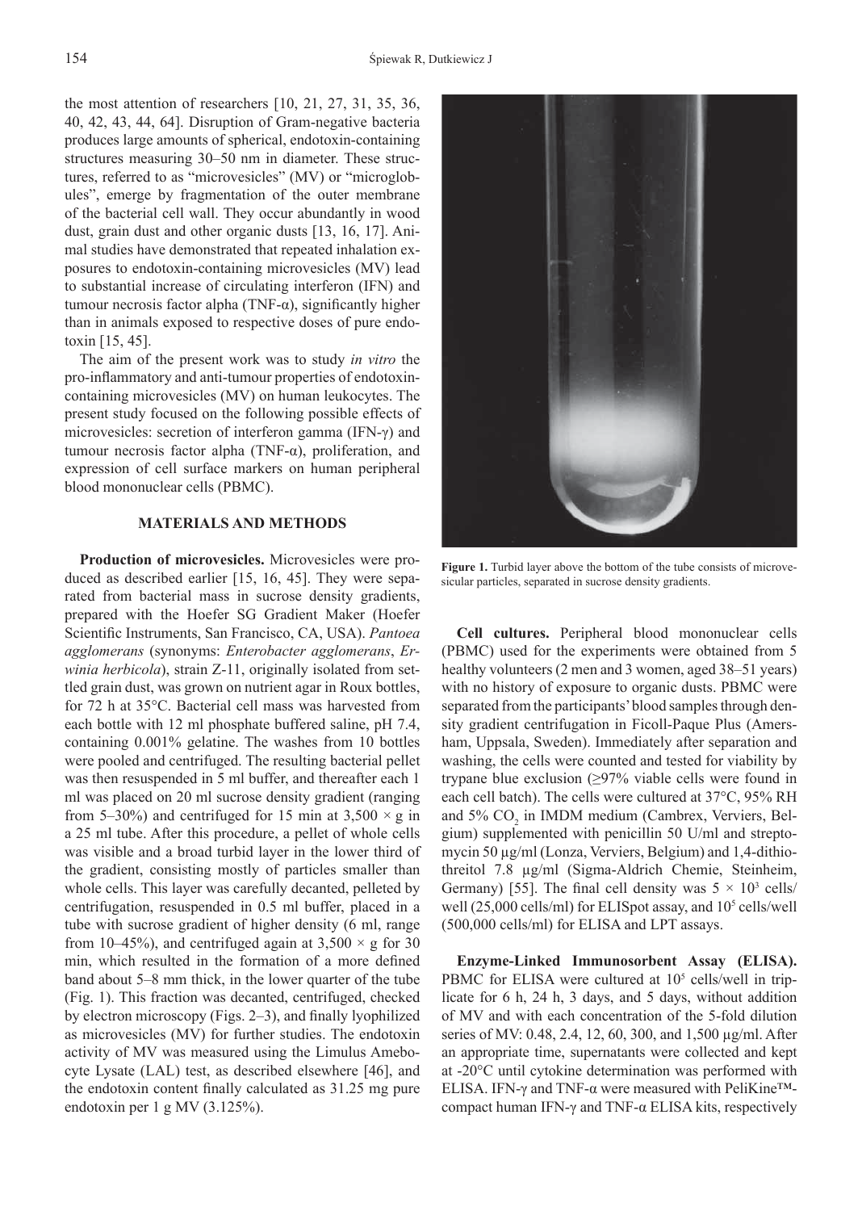the most attention of researchers [10, 21, 27, 31, 35, 36, 40, 42, 43, 44, 64]. Disruption of Gram-negative bacteria produces large amounts of spherical, endotoxin-containing structures measuring 30–50 nm in diameter. These structures, referred to as "microvesicles" (MV) or "microglobules", emerge by fragmentation of the outer membrane of the bacterial cell wall. They occur abundantly in wood dust, grain dust and other organic dusts [13, 16, 17]. Animal studies have demonstrated that repeated inhalation exposures to endotoxin-containing microvesicles (MV) lead to substantial increase of circulating interferon (IFN) and tumour necrosis factor alpha (TNF-α), significantly higher than in animals exposed to respective doses of pure endotoxin [15, 45].

The aim of the present work was to study *in vitro* the pro-inflammatory and anti-tumour properties of endotoxin-containing microvesicles (MV) on human leukocytes. The present study focused on the following possible effects of microvesicles: secretion of interferon gamma (IFN-γ) and tumour necrosis factor alpha (TNF-α), proliferation, and expression of cell surface markers on human peripheral blood mononuclear cells (PBMC).

## MATERIALS AND METHODS

**Production of microvesicles.** Microvesicles were produced as described earlier [15, 16, 45]. They were separated from bacterial mass in sucrose density gradients, prepared with the Hoefer SG Gradient Maker (Hoefer Scientific Instruments, San Francisco, CA, USA). *Pantoea agglomerans* (synonyms: *Enterobacter agglomerans*, *Erwinia herbicola*), strain Z-11, originally isolated from settled grain dust, was grown on nutrient agar in Roux bottles, for 72 h at 35°C. Bacterial cell mass was harvested from each bottle with 12 ml phosphate buffered saline, pH 7.4, containing 0.001% gelatine. The washes from 10 bottles were pooled and centrifuged. The resulting bacterial pellet was then resuspended in 5 ml buffer, and thereafter each 1 ml was placed on 20 ml sucrose density gradient (ranging from 5–30%) and centrifuged for 15 min at 3,500 × g in a 25 ml tube. After this procedure, a pellet of whole cells was visible and a broad turbid layer in the lower third of the gradient, consisting mostly of particles smaller than whole cells. This layer was carefully decanted, pelleted by centrifugation, resuspended in 0.5 ml buffer, placed in a tube with sucrose gradient of higher density (6 ml, range from 10–45%), and centrifuged again at 3,500 × g for 30 min, which resulted in the formation of a more defined band about 5–8 mm thick, in the lower quarter of the tube (Fig. 1). This fraction was decanted, centrifuged, checked by electron microscopy (Figs. 2–3), and finally lyophilized as microvesicles (MV) for further studies. The endotoxin activity of MV was measured using the Limulus Amebocyte Lysate (LAL) test, as described elsewhere [46], and the endotoxin content finally calculated as 31.25 mg pure endotoxin per 1 g MV (3.125%).

**Figure 1.** Turbid layer above the bottom of the tube consists of microvesicular particles, separated in sucrose density gradients.

**Cell cultures.** Peripheral blood mononuclear cells (PBMC) used for the experiments were obtained from 5 healthy volunteers (2 men and 3 women, aged 38–51 years) with no history of exposure to organic dusts. PBMC were separated from the participants' blood samples through density gradient centrifugation in Ficoll-Paque Plus (Amersham, Uppsala, Sweden). Immediately after separation and washing, the cells were counted and tested for viability by trypane blue exclusion (≥97% viable cells were found in each cell batch). The cells were cultured at 37°C, 95% RH and 5% $CO_2$ in IMDM medium (Cambrex, Verviers, Belgium) supplemented with penicillin 50 U/ml and streptomycin 50 µg/ml (Lonza, Verviers, Belgium) and 1,4-dithiothreitol 7.8 µg/ml (Sigma-Aldrich Chemie, Steinheim, Germany) [55]. The final cell density was $5 \times 10^3$ cells/well (25,000 cells/ml) for ELISpot assay, and $10^5$ cells/well (500,000 cells/ml) for ELISA and LPT assays.

**Enzyme-Linked Immunosorbent Assay (ELISA).** PBMC for ELISA were cultured at $10^5$ cells/well in triplicate for 6 h, 24 h, 3 days, and 5 days, without addition of MV and with each concentration of the 5-fold dilution series of MV: 0.48, 2.4, 12, 60, 300, and 1,500 µg/ml. After an appropriate time, supernatants were collected and kept at -20°C until cytokine determination was performed with ELISA. IFN-γ and TNF-α were measured with PeliKine™-compact human IFN-γ and TNF-α ELISA kits, respectively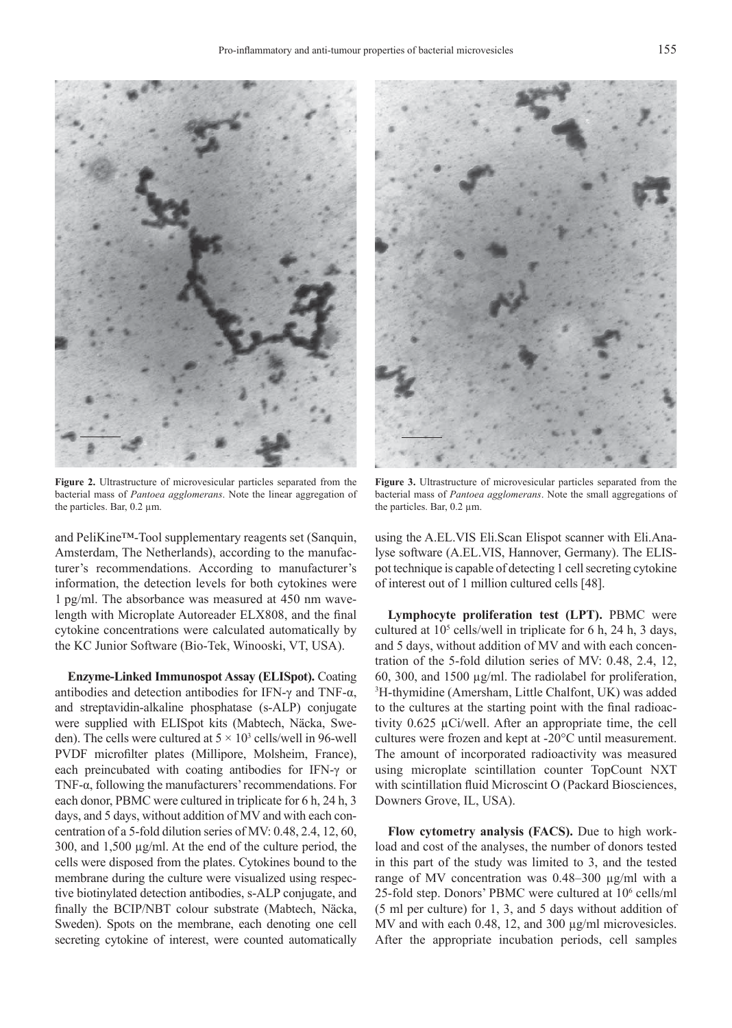Figure 2. Ultrastructure of microvesicular particles separated from the bacterial mass of *Pantoea agglomerans*. Note the linear aggregation of the particles. Bar, 0.2 µm.

Figure 3. Ultrastructure of microvesicular particles separated from the bacterial mass of *Pantoea agglomerans*. Note the small aggregations of the particles. Bar, 0.2 µm.

and PeliKine™-Tool supplementary reagents set (Sanquin, Amsterdam, The Netherlands), according to the manufacturer's recommendations. According to manufacturer's information, the detection levels for both cytokines were 1 pg/ml. The absorbance was measured at 450 nm wavelength with Microplate Autoreader ELX808, and the final cytokine concentrations were calculated automatically by the KC Junior Software (Bio-Tek, Winooski, VT, USA).

**Enzyme-Linked Immunospot Assay (ELISpot).** Coating antibodies and detection antibodies for IFN-γ and TNF-α, and streptavidin-alkaline phosphatase (s-ALP) conjugate were supplied with ELISpot kits (Mabtech, Näcka, Sweden). The cells were cultured at $5 \times 10^3$ cells/well in 96-well PVDF microfilter plates (Millipore, Molsheim, France), each preincubated with coating antibodies for IFN-γ or TNF-α, following the manufacturers' recommendations. For each donor, PBMC were cultured in triplicate for 6 h, 24 h, 3 days, and 5 days, without addition of MV and with each concentration of a 5-fold dilution series of MV: 0.48, 2.4, 12, 60, 300, and 1,500 µg/ml. At the end of the culture period, the cells were disposed from the plates. Cytokines bound to the membrane during the culture were visualized using respective biotinylated detection antibodies, s-ALP conjugate, and finally the BCIP/NBT colour substrate (Mabtech, Näcka, Sweden). Spots on the membrane, each denoting one cell secreting cytokine of interest, were counted automatically using the A.EL.VIS Eli.Scan Elispot scanner with Eli.Analyse software (A.EL.VIS, Hannover, Germany). The ELISpot technique is capable of detecting 1 cell secreting cytokine of interest out of 1 million cultured cells [48].

**Lymphocyte proliferation test (LPT).** PBMC were cultured at $10^5$ cells/well in triplicate for 6 h, 24 h, 3 days, and 5 days, without addition of MV and with each concentration of the 5-fold dilution series of MV: 0.48, 2.4, 12, 60, 300, and 1500 µg/ml. The radiolabel for proliferation, $^3$H-thymidine (Amersham, Little Chalfont, UK) was added to the cultures at the starting point with the final radioactivity 0.625 µCi/well. After an appropriate time, the cell cultures were frozen and kept at -20°C until measurement. The amount of incorporated radioactivity was measured using microplate scintillation counter TopCount NXT with scintillation fluid Microscint O (Packard Biosciences, Downers Grove, IL, USA).

**Flow cytometry analysis (FACS).** Due to high workload and cost of the analyses, the number of donors tested in this part of the study was limited to 3, and the tested range of MV concentration was 0.48–300 µg/ml with a 25-fold step. Donors' PBMC were cultured at $10^6$ cells/ml (5 ml per culture) for 1, 3, and 5 days without addition of MV and with each 0.48, 12, and 300 µg/ml microvesicles. After the appropriate incubation periods, cell samples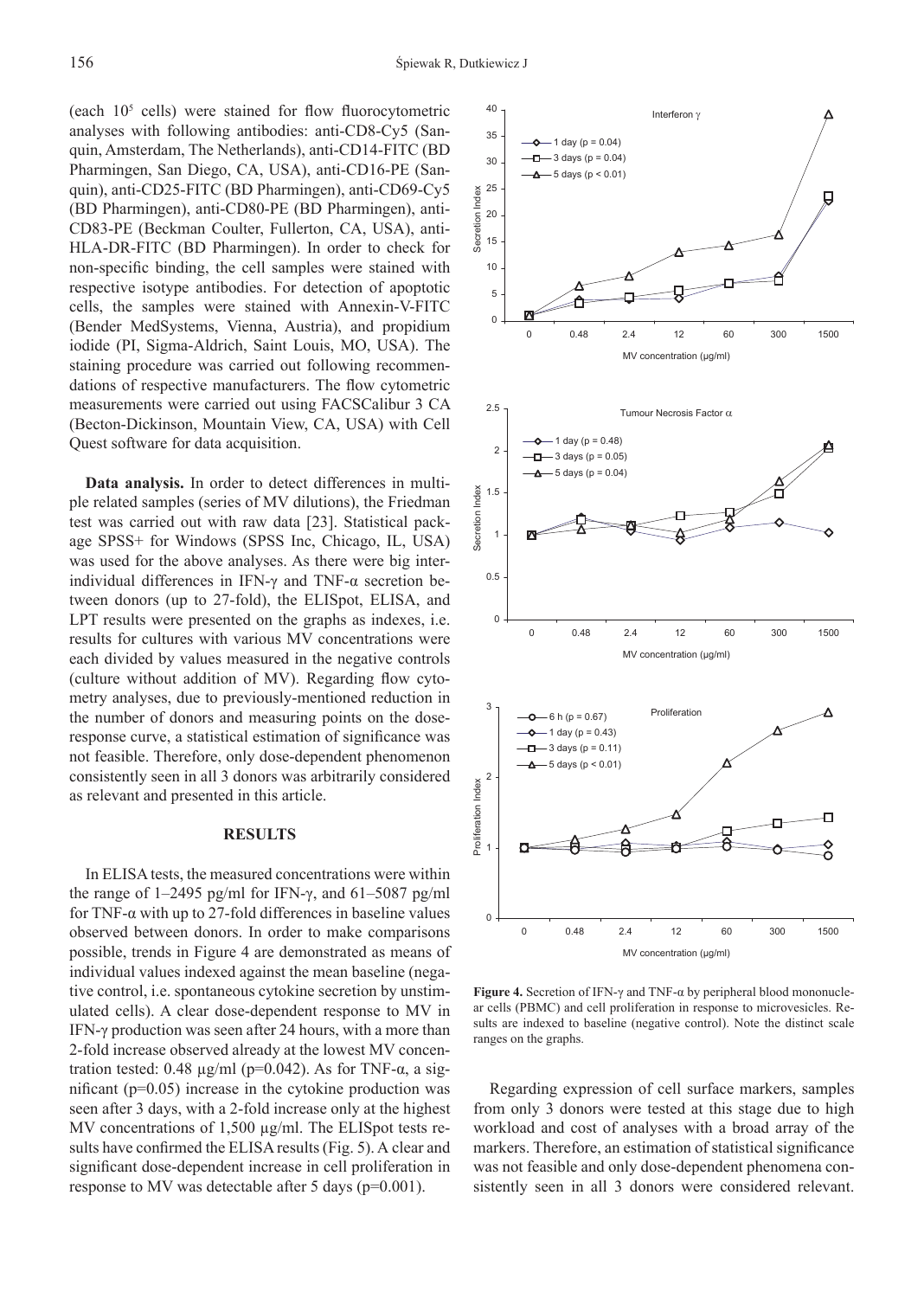(each $10^5$ cells) were stained for flow fluorocytometric analyses with following antibodies: anti-CD8-Cy5 (Sanquin, Amsterdam, The Netherlands), anti-CD14-FITC (BD Pharmingen, San Diego, CA, USA), anti-CD16-PE (Sanquin), anti-CD25-FITC (BD Pharmingen), anti-CD69-Cy5 (BD Pharmingen), anti-CD80-PE (BD Pharmingen), anti-CD83-PE (Beckman Coulter, Fullerton, CA, USA), anti-HLA-DR-FITC (BD Pharmingen). In order to check for non-specific binding, the cell samples were stained with respective isotype antibodies. For detection of apoptotic cells, the samples were stained with Annexin-V-FITC (Bender MedSystems, Vienna, Austria), and propidium iodide (PI, Sigma-Aldrich, Saint Louis, MO, USA). The staining procedure was carried out following recommendations of respective manufacturers. The flow cytometric measurements were carried out using FACSCalibur 3 CA (Becton-Dickinson, Mountain View, CA, USA) with Cell Quest software for data acquisition.

**Data analysis.** In order to detect differences in multiple related samples (series of MV dilutions), the Friedman test was carried out with raw data [23]. Statistical package SPSS+ for Windows (SPSS Inc, Chicago, IL, USA) was used for the above analyses. As there were big inter-individual differences in IFN-γ and TNF-α secretion between donors (up to 27-fold), the ELISpot, ELISA, and LPT results were presented on the graphs as indexes, i.e. results for cultures with various MV concentrations were each divided by values measured in the negative controls (culture without addition of MV). Regarding flow cytometry analyses, due to previously-mentioned reduction in the number of donors and measuring points on the dose-response curve, a statistical estimation of significance was not feasible. Therefore, only dose-dependent phenomenon consistently seen in all 3 donors was arbitrarily considered as relevant and presented in this article.

## RESULTS

In ELISA tests, the measured concentrations were within the range of 1–2495 pg/ml for IFN-γ, and 61–5087 pg/ml for TNF-α with up to 27-fold differences in baseline values observed between donors. In order to make comparisons possible, trends in Figure 4 are demonstrated as means of individual values indexed against the mean baseline (negative control, i.e. spontaneous cytokine secretion by unstimulated cells). A clear dose-dependent response to MV in IFN-γ production was seen after 24 hours, with a more than 2-fold increase observed already at the lowest MV concentration tested: 0.48 µg/ml ($p$=0.042). As for TNF-α, a significant ($p$=0.05) increase in the cytokine production was seen after 3 days, with a 2-fold increase only at the highest MV concentrations of 1,500 µg/ml. The ELISpot tests results have confirmed the ELISA results (Fig. 5). A clear and significant dose-dependent increase in cell proliferation in response to MV was detectable after 5 days ($p$=0.001).

**Figure 4.** Secretion of IFN-γ and TNF-α by peripheral blood mononuclear cells (PBMC) and cell proliferation in response to microvesicles. Results are indexed to baseline (negative control). Note the distinct scale ranges on the graphs.

Regarding expression of cell surface markers, samples from only 3 donors were tested at this stage due to high workload and cost of analyses with a broad array of the markers. Therefore, an estimation of statistical significance was not feasible and only dose-dependent phenomena consistently seen in all 3 donors were considered relevant.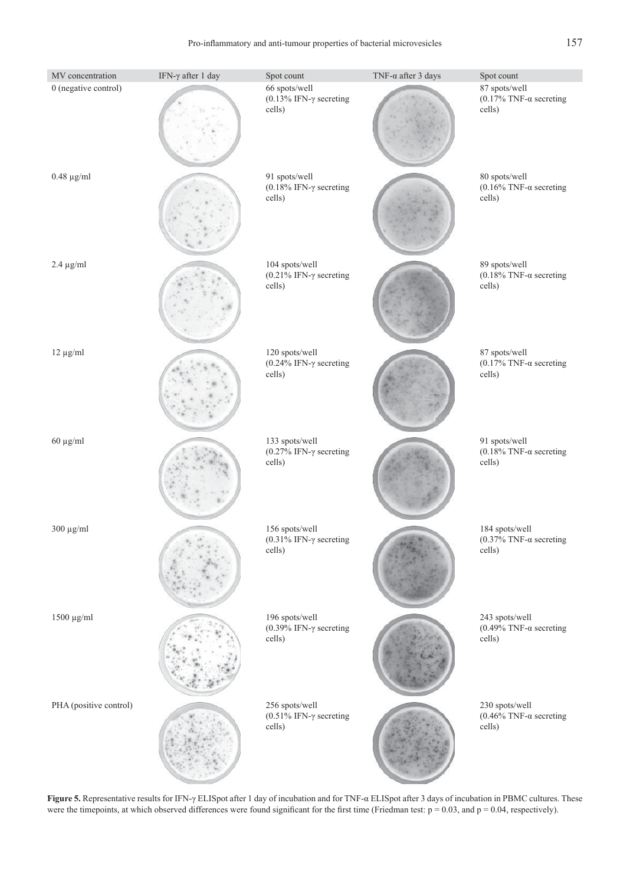| MV concentration | IFN-γ after 1 day | Spot count | TNF-α after 3 days | Spot count |
|---|---|---|---|---|
| 0 (negative control) | | 66 spots/well (0.13% IFN-γ secreting cells) | | 87 spots/well (0.17% TNF-α secreting cells) |
| 0.48 μg/ml | | 91 spots/well (0.18% IFN-γ secreting cells) | | 80 spots/well (0.16% TNF-α secreting cells) |
| 2.4 μg/ml | | 104 spots/well (0.21% IFN-γ secreting cells) | | 89 spots/well (0.18% TNF-α secreting cells) |
| 12 μg/ml | | 120 spots/well (0.24% IFN-γ secreting cells) | | 87 spots/well (0.17% TNF-α secreting cells) |
| 60 μg/ml | | 133 spots/well (0.27% IFN-γ secreting cells) | | 91 spots/well (0.18% TNF-α secreting cells) |
| 300 μg/ml | | 156 spots/well (0.31% IFN-γ secreting cells) | | 184 spots/well (0.37% TNF-α secreting cells) |
| 1500 μg/ml | | 196 spots/well (0.39% IFN-γ secreting cells) | | 243 spots/well (0.49% TNF-α secreting cells) |
| PHA (positive control) | | 256 spots/well (0.51% IFN-γ secreting cells) | | 230 spots/well (0.46% TNF-α secreting cells) |

**Figure 5.** Representative results for IFN-γ ELISpot after 1 day of incubation and for TNF-α ELISpot after 3 days of incubation in PBMC cultures. These were the timepoints, at which observed differences were found significant for the first time (Friedman test: $p = 0.03$, and $p = 0.04$, respectively).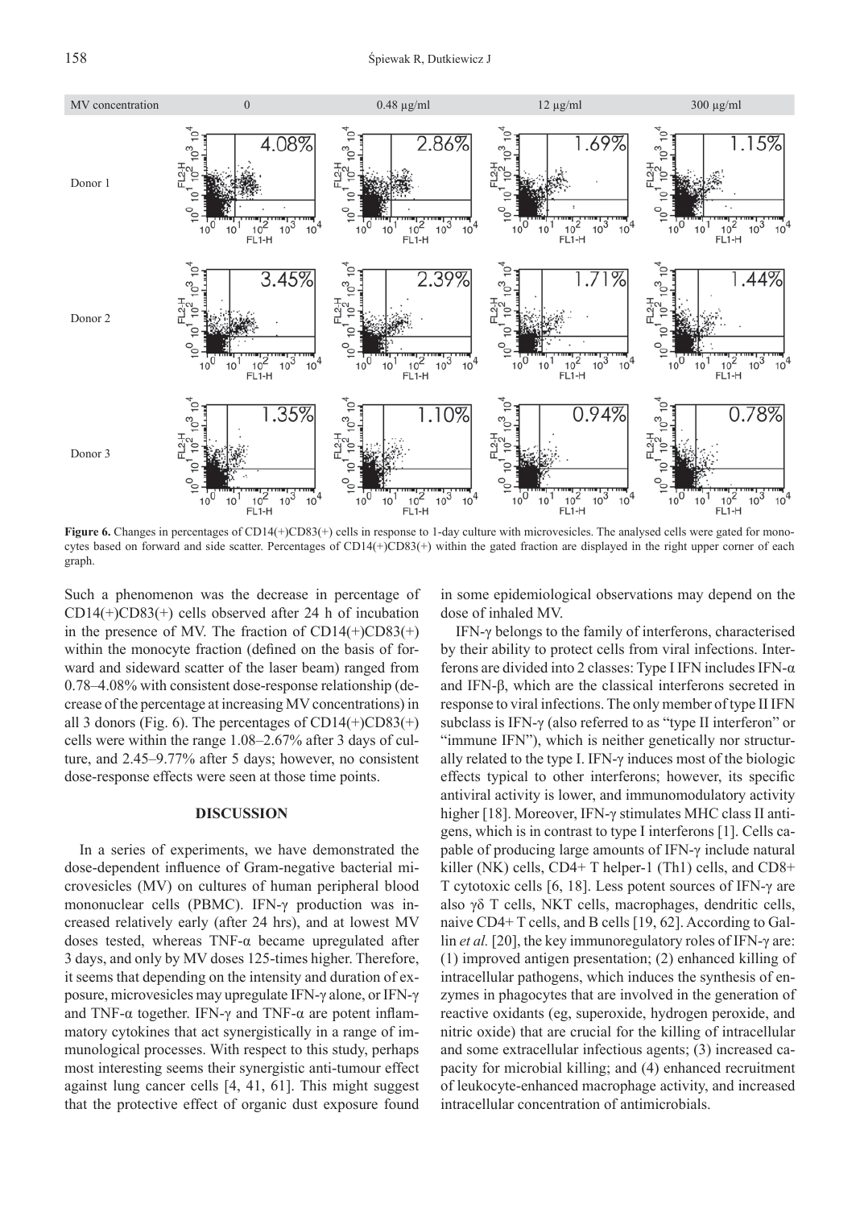**Figure 6.** Changes in percentages of CD14(+)CD83(+) cells in response to 1-day culture with microvesicles. The analysed cells were gated for monocytes based on forward and side scatter. Percentages of CD14(+)CD83(+) within the gated fraction are displayed in the right upper corner of each graph.

Such a phenomenon was the decrease in percentage of CD14(+)CD83(+) cells observed after 24 h of incubation in the presence of MV. The fraction of CD14(+)CD83(+) within the monocyte fraction (defined on the basis of forward and sideward scatter of the laser beam) ranged from 0.78–4.08% with consistent dose-response relationship (decrease of the percentage at increasing MV concentrations) in all 3 donors (Fig. 6). The percentages of CD14(+)CD83(+) cells were within the range 1.08–2.67% after 3 days of culture, and 2.45–9.77% after 5 days; however, no consistent dose-response effects were seen at those time points.

## DISCUSSION

In a series of experiments, we have demonstrated the dose-dependent influence of Gram-negative bacterial microvesicles (MV) on cultures of human peripheral blood mononuclear cells (PBMC). IFN-γ production was increased relatively early (after 24 hrs), and at lowest MV doses tested, whereas TNF-α became upregulated after 3 days, and only by MV doses 125-times higher. Therefore, it seems that depending on the intensity and duration of exposure, microvesicles may upregulate IFN-γ alone, or IFN-γ and TNF-α together. IFN-γ and TNF-α are potent inflammatory cytokines that act synergistically in a range of immunological processes. With respect to this study, perhaps most interesting seems their synergistic anti-tumour effect against lung cancer cells [4, 41, 61]. This might suggest that the protective effect of organic dust exposure found in some epidemiological observations may depend on the dose of inhaled MV.

IFN-γ belongs to the family of interferons, characterised by their ability to protect cells from viral infections. Interferons are divided into 2 classes: Type I IFN includes IFN-α and IFN-β, which are the classical interferons secreted in response to viral infections. The only member of type II IFN subclass is IFN-γ (also referred to as "type II interferon" or "immune IFN"), which is neither genetically nor structurally related to the type I. IFN-γ induces most of the biologic effects typical to other interferons; however, its specific antiviral activity is lower, and immunomodulatory activity higher [18]. Moreover, IFN-γ stimulates MHC class II antigens, which is in contrast to type I interferons [1]. Cells capable of producing large amounts of IFN-γ include natural killer (NK) cells, CD4+ T helper-1 (Th1) cells, and CD8+ T cytotoxic cells [6, 18]. Less potent sources of IFN-γ are also γδ T cells, NKT cells, macrophages, dendritic cells, naive CD4+ T cells, and B cells [19, 62]. According to Gallin *et al.* [20], the key immunoregulatory roles of IFN-γ are: (1) improved antigen presentation; (2) enhanced killing of intracellular pathogens, which induces the synthesis of enzymes in phagocytes that are involved in the generation of reactive oxidants (eg, superoxide, hydrogen peroxide, and nitric oxide) that are crucial for the killing of intracellular and some extracellular infectious agents; (3) increased capacity for microbial killing; and (4) enhanced recruitment of leukocyte-enhanced macrophage activity, and increased intracellular concentration of antimicrobials.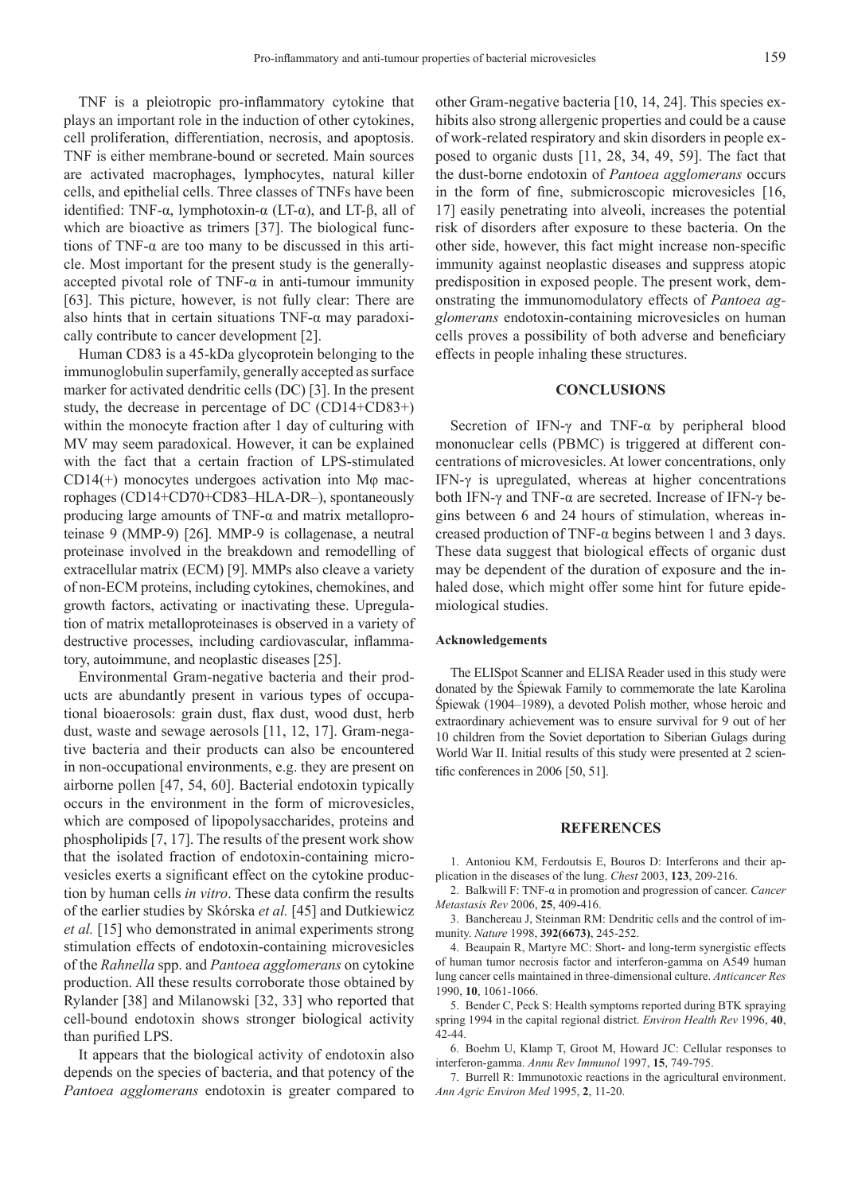TNF is a pleiotropic pro-inflammatory cytokine that plays an important role in the induction of other cytokines, cell proliferation, differentiation, necrosis, and apoptosis. TNF is either membrane-bound or secreted. Main sources are activated macrophages, lymphocytes, natural killer cells, and epithelial cells. Three classes of TNFs have been identified: TNF-α, lymphotoxin-α (LT-α), and LT-β, all of which are bioactive as trimers [37]. The biological functions of TNF-α are too many to be discussed in this article. Most important for the present study is the generally-accepted pivotal role of TNF-α in anti-tumour immunity [63]. This picture, however, is not fully clear: There are also hints that in certain situations TNF-α may paradoxically contribute to cancer development [2].

Human CD83 is a 45-kDa glycoprotein belonging to the immunoglobulin superfamily, generally accepted as surface marker for activated dendritic cells (DC) [3]. In the present study, the decrease in percentage of DC (CD14+CD83+) within the monocyte fraction after 1 day of culturing with MV may seem paradoxical. However, it can be explained with the fact that a certain fraction of LPS-stimulated CD14(+) monocytes undergoes activation into Mφ macrophages (CD14+CD70+CD83–HLA-DR–), spontaneously producing large amounts of TNF-α and matrix metalloproteinase 9 (MMP-9) [26]. MMP-9 is collagenase, a neutral proteinase involved in the breakdown and remodelling of extracellular matrix (ECM) [9]. MMPs also cleave a variety of non-ECM proteins, including cytokines, chemokines, and growth factors, activating or inactivating these. Upregulation of matrix metalloproteinases is observed in a variety of destructive processes, including cardiovascular, inflammatory, autoimmune, and neoplastic diseases [25].

Environmental Gram-negative bacteria and their products are abundantly present in various types of occupational bioaerosols: grain dust, flax dust, wood dust, herb dust, waste and sewage aerosols [11, 12, 17]. Gram-negative bacteria and their products can also be encountered in non-occupational environments, e.g. they are present on airborne pollen [47, 54, 60]. Bacterial endotoxin typically occurs in the environment in the form of microvesicles, which are composed of lipopolysaccharides, proteins and phospholipids [7, 17]. The results of the present work show that the isolated fraction of endotoxin-containing microvesicles exerts a significant effect on the cytokine production by human cells *in vitro*. These data confirm the results of the earlier studies by Skórska *et al.* [45] and Dutkiewicz *et al.* [15] who demonstrated in animal experiments strong stimulation effects of endotoxin-containing microvesicles of the *Rahnella* spp. and *Pantoea agglomerans* on cytokine production. All these results corroborate those obtained by Rylander [38] and Milanowski [32, 33] who reported that cell-bound endotoxin shows stronger biological activity than purified LPS.

It appears that the biological activity of endotoxin also depends on the species of bacteria, and that potency of the *Pantoea agglomerans* endotoxin is greater compared to other Gram-negative bacteria [10, 14, 24]. This species exhibits also strong allergenic properties and could be a cause of work-related respiratory and skin disorders in people exposed to organic dusts [11, 28, 34, 49, 59]. The fact that the dust-borne endotoxin of *Pantoea agglomerans* occurs in the form of fine, submicroscopic microvesicles [16, 17] easily penetrating into alveoli, increases the potential risk of disorders after exposure to these bacteria. On the other side, however, this fact might increase non-specific immunity against neoplastic diseases and suppress atopic predisposition in exposed people. The present work, demonstrating the immunomodulatory effects of *Pantoea agglomerans* endotoxin-containing microvesicles on human cells proves a possibility of both adverse and beneficiary effects in people inhaling these structures.

## CONCLUSIONS

Secretion of IFN-γ and TNF-α by peripheral blood mononuclear cells (PBMC) is triggered at different concentrations of microvesicles. At lower concentrations, only IFN-γ is upregulated, whereas at higher concentrations both IFN-γ and TNF-α are secreted. Increase of IFN-γ begins between 6 and 24 hours of stimulation, whereas increased production of TNF-α begins between 1 and 3 days. These data suggest that biological effects of organic dust may be dependent of the duration of exposure and the inhaled dose, which might offer some hint for future epidemiological studies.

### Acknowledgements

The ELISpot Scanner and ELISA Reader used in this study were donated by the Śpiewak Family to commemorate the late Karolina Śpiewak (1904–1989), a devoted Polish mother, whose heroic and extraordinary achievement was to ensure survival for 9 out of her 10 children from the Soviet deportation to Siberian Gulags during World War II. Initial results of this study were presented at 2 scientific conferences in 2006 [50, 51].

## REFERENCES

1. Antoniou KM, Ferdoutsis E, Bouros D: Interferons and their application in the diseases of the lung. *Chest* 2003, **123**, 209-216.
2. Balkwill F: TNF-α in promotion and progression of cancer. *Cancer Metastasis Rev* 2006, **25**, 409-416.
3. Banchereau J, Steinman RM: Dendritic cells and the control of immunity. *Nature* 1998, **392(6673)**, 245-252.
4. Beaupain R, Martyre MC: Short- and long-term synergistic effects of human tumor necrosis factor and interferon-gamma on A549 human lung cancer cells maintained in three-dimensional culture. *Anticancer Res* 1990, **10**, 1061-1066.
5. Bender C, Peck S: Health symptoms reported during BTK spraying spring 1994 in the capital regional district. *Environ Health Rev* 1996, **40**, 42-44.
6. Boehm U, Klamp T, Groot M, Howard JC: Cellular responses to interferon-gamma. *Annu Rev Immunol* 1997, **15**, 749-795.
7. Burrell R: Immunotoxic reactions in the agricultural environment. *Ann Agric Environ Med* 1995, **2**, 11-20.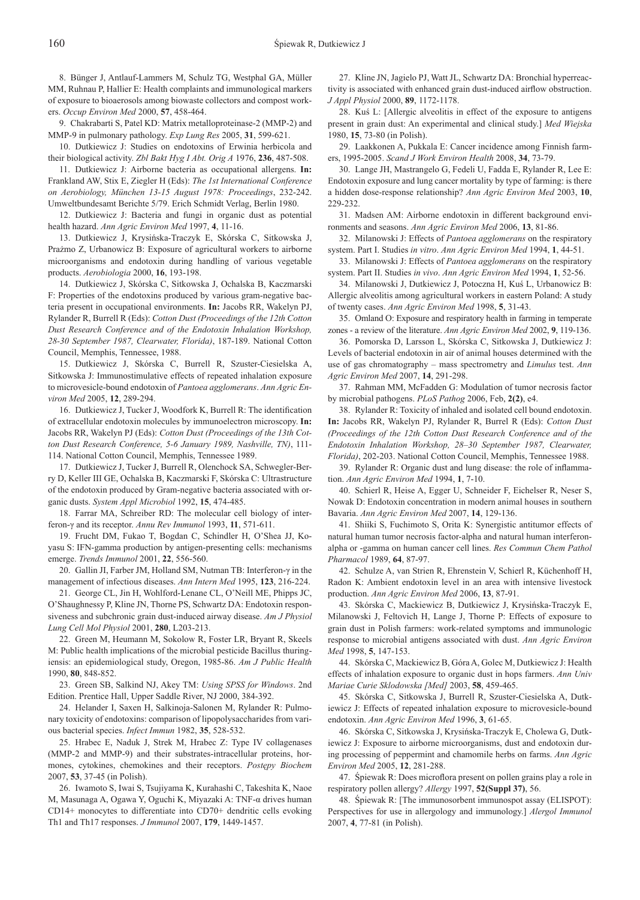8. Bünger J, Antlauf-Lammers M, Schulz TG, Westphal GA, Müller MM, Ruhnau P, Hallier E: Health complaints and immunological markers of exposure to bioaerosols among biowaste collectors and compost workers. *Occup Environ Med* 2000, **57**, 458-464.

9. Chakrabarti S, Patel KD: Matrix metalloproteinase-2 (MMP-2) and MMP-9 in pulmonary pathology. *Exp Lung Res* 2005, **31**, 599-621.

10. Dutkiewicz J: Studies on endotoxins of Erwinia herbicola and their biological activity. *Zbl Bakt Hyg I Abt. Orig A* 1976, **236**, 487-508.

11. Dutkiewicz J: Airborne bacteria as occupational allergens. **In:** Frankland AW, Stix E, Ziegler H (Eds): *The 1st International Conference on Aerobiology, München 13-15 August 1978: Proceedings*, 232-242. Umweltbundesamt Berichte 5/79. Erich Schmidt Verlag, Berlin 1980.

12. Dutkiewicz J: Bacteria and fungi in organic dust as potential health hazard. *Ann Agric Environ Med* 1997, **4**, 11-16.

13. Dutkiewicz J, Krysińska-Traczyk E, Skórska C, Sitkowska J, Prażmo Z, Urbanowicz B: Exposure of agricultural workers to airborne microorganisms and endotoxin during handling of various vegetable products. *Aerobiologia* 2000, **16**, 193-198.

14. Dutkiewicz J, Skórska C, Sitkowska J, Ochalska B, Kaczmarski F: Properties of the endotoxins produced by various gram-negative bacteria present in occupational environments. **In:** Jacobs RR, Wakelyn PJ, Rylander R, Burrell R (Eds): *Cotton Dust (Proceedings of the 12th Cotton Dust Research Conference and of the Endotoxin Inhalation Workshop, 28-30 September 1987, Clearwater, Florida)*, 187-189. National Cotton Council, Memphis, Tennessee, 1988.

15. Dutkiewicz J, Skórska C, Burrell R, Szuster-Ciesielska A, Sitkowska J: Immunostimulative effects of repeated inhalation exposure to microvesicle-bound endotoxin of *Pantoea agglomerans*. *Ann Agric Environ Med* 2005, **12**, 289-294.

16. Dutkiewicz J, Tucker J, Woodfork K, Burrell R: The identification of extracellular endotoxin molecules by immunoelectron microscopy. **In:** Jacobs RR, Wakelyn PJ (Eds): *Cotton Dust (Proceedings of the 13th Cotton Dust Research Conference, 5-6 January 1989, Nashville, TN)*, 111-114. National Cotton Council, Memphis, Tennessee 1989.

17. Dutkiewicz J, Tucker J, Burrell R, Olenchock SA, Schwegler-Berry D, Keller III GE, Ochalska B, Kaczmarski F, Skórska C: Ultrastructure of the endotoxin produced by Gram-negative bacteria associated with organic dusts. *System Appl Microbiol* 1992, **15**, 474-485.

18. Farrar MA, Schreiber RD: The molecular cell biology of interferon-γ and its receptor. *Annu Rev Immunol* 1993, **11**, 571-611.

19. Frucht DM, Fukao T, Bogdan C, Schindler H, O'Shea JJ, Koyasu S: IFN-gamma production by antigen-presenting cells: mechanisms emerge. *Trends Immunol* 2001, **22**, 556-560.

20. Gallin JI, Farber JM, Holland SM, Nutman TB: Interferon-γ in the management of infectious diseases. *Ann Intern Med* 1995, **123**, 216-224.

21. George CL, Jin H, Wohlford-Lenane CL, O'Neill ME, Phipps JC, O'Shaughnessy P, Kline JN, Thorne PS, Schwartz DA: Endotoxin responsiveness and subchronic grain dust-induced airway disease. *Am J Physiol Lung Cell Mol Physiol* 2001, **280**, L203-213.

22. Green M, Heumann M, Sokolow R, Foster LR, Bryant R, Skeels M: Public health implications of the microbial pesticide Bacillus thuringiensis: an epidemiological study, Oregon, 1985-86. *Am J Public Health* 1990, **80**, 848-852.

23. Green SB, Salkind NJ, Akey TM: *Using SPSS for Windows*. 2nd Edition. Prentice Hall, Upper Saddle River, NJ 2000, 384-392.

24. Helander I, Saxen H, Salkinoja-Salonen M, Rylander R: Pulmonary toxicity of endotoxins: comparison of lipopolysaccharides from various bacterial species. *Infect Immun* 1982, **35**, 528-532.

25. Hrabec E, Naduk J, Strek M, Hrabec Z: Type IV collagenases (MMP-2 and MMP-9) and their substrates-intracellular proteins, hormones, cytokines, chemokines and their receptors. *Postępy Biochem* 2007, **53**, 37-45 (in Polish).

26. Iwamoto S, Iwai S, Tsujiyama K, Kurahashi C, Takeshita K, Naoe M, Masunaga A, Ogawa Y, Oguchi K, Miyazaki A: TNF-α drives human CD14+ monocytes to differentiate into CD70+ dendritic cells evoking Th1 and Th17 responses. *J Immunol* 2007, **179**, 1449-1457.

27. Kline JN, Jagielo PJ, Watt JL, Schwartz DA: Bronchial hyperreactivity is associated with enhanced grain dust-induced airflow obstruction. *J Appl Physiol* 2000, **89**, 1172-1178.

28. Kuś L: [Allergic alveolitis in effect of the exposure to antigens present in grain dust: An experimental and clinical study.] *Med Wiejska* 1980, **15**, 73-80 (in Polish).

29. Laakkonen A, Pukkala E: Cancer incidence among Finnish farmers, 1995-2005. *Scand J Work Environ Health* 2008, **34**, 73-79.

30. Lange JH, Mastrangelo G, Fedeli U, Fadda E, Rylander R, Lee E: Endotoxin exposure and lung cancer mortality by type of farming: is there a hidden dose-response relationship? *Ann Agric Environ Med* 2003, **10**, 229-232.

31. Madsen AM: Airborne endotoxin in different background environments and seasons. *Ann Agric Environ Med* 2006, **13**, 81-86.

32. Milanowski J: Effects of *Pantoea agglomerans* on the respiratory system. Part I. Studies *in vitro*. *Ann Agric Environ Med* 1994, **1**, 44-51.

33. Milanowski J: Effects of *Pantoea agglomerans* on the respiratory system. Part II. Studies *in vivo*. *Ann Agric Environ Med* 1994, **1**, 52-56.

34. Milanowski J, Dutkiewicz J, Potoczna H, Kuś L, Urbanowicz B: Allergic alveolitis among agricultural workers in eastern Poland: A study of twenty cases. *Ann Agric Environ Med* 1998, **5**, 31-43.

35. Omland O: Exposure and respiratory health in farming in temperate zones - a review of the literature. *Ann Agric Environ Med* 2002, **9**, 119-136.

36. Pomorska D, Larsson L, Skórska C, Sitkowska J, Dutkiewicz J: Levels of bacterial endotoxin in air of animal houses determined with the use of gas chromatography – mass spectrometry and *Limulus* test. *Ann Agric Environ Med* 2007, **14**, 291-298.

37. Rahman MM, McFadden G: Modulation of tumor necrosis factor by microbial pathogens. *PLoS Pathog* 2006, Feb, **2(2)**, e4.

38. Rylander R: Toxicity of inhaled and isolated cell bound endotoxin. **In:** Jacobs RR, Wakelyn PJ, Rylander R, Burrel R (Eds): *Cotton Dust (Proceedings of the 12th Cotton Dust Research Conference and of the Endotoxin Inhalation Workshop, 28–30 September 1987, Clearwater, Florida)*, 202-203. National Cotton Council, Memphis, Tennessee 1988.

39. Rylander R: Organic dust and lung disease: the role of inflammation. *Ann Agric Environ Med* 1994, **1**, 7-10.

40. Schierl R, Heise A, Egger U, Schneider F, Eichelser R, Neser S, Nowak D: Endotoxin concentration in modern animal houses in southern Bavaria. *Ann Agric Environ Med* 2007, **14**, 129-136.

41. Shiiki S, Fuchimoto S, Orita K: Synergistic antitumor effects of natural human tumor necrosis factor-alpha and natural human interferon-alpha or -gamma on human cancer cell lines. *Res Commun Chem Pathol Pharmacol* 1989, **64**, 87-97.

42. Schulze A, van Strien R, Ehrenstein V, Schierl R, Küchenhoff H, Radon K: Ambient endotoxin level in an area with intensive livestock production. *Ann Agric Environ Med* 2006, **13**, 87-91.

43. Skórska C, Mackiewicz B, Dutkiewicz J, Krysińska-Traczyk E, Milanowski J, Feltovich H, Lange J, Thorne P: Effects of exposure to grain dust in Polish farmers: work-related symptoms and immunologic response to microbial antigens associated with dust. *Ann Agric Environ Med* 1998, **5**, 147-153.

44. Skórska C, Mackiewicz B, Góra A, Golec M, Dutkiewicz J: Health effects of inhalation exposure to organic dust in hops farmers. *Ann Univ Mariae Curie Sklodowska [Med]* 2003, **58**, 459-465.

45. Skórska C, Sitkowska J, Burrell R, Szuster-Ciesielska A, Dutkiewicz J: Effects of repeated inhalation exposure to microvesicle-bound endotoxin. *Ann Agric Environ Med* 1996, **3**, 61-65.

46. Skórska C, Sitkowska J, Krysińska-Traczyk E, Cholewa G, Dutkiewicz J: Exposure to airborne microorganisms, dust and endotoxin during processing of peppermint and chamomile herbs on farms. *Ann Agric Environ Med* 2005, **12**, 281-288.

47. Śpiewak R: Does microflora present on pollen grains play a role in respiratory pollen allergy? *Allergy* 1997, **52(Suppl 37)**, 56.

48. Śpiewak R: [The immunosorbent immunospot assay (ELISPOT): Perspectives for use in allergology and immunology.] *Alergol Immunol* 2007, **4**, 77-81 (in Polish).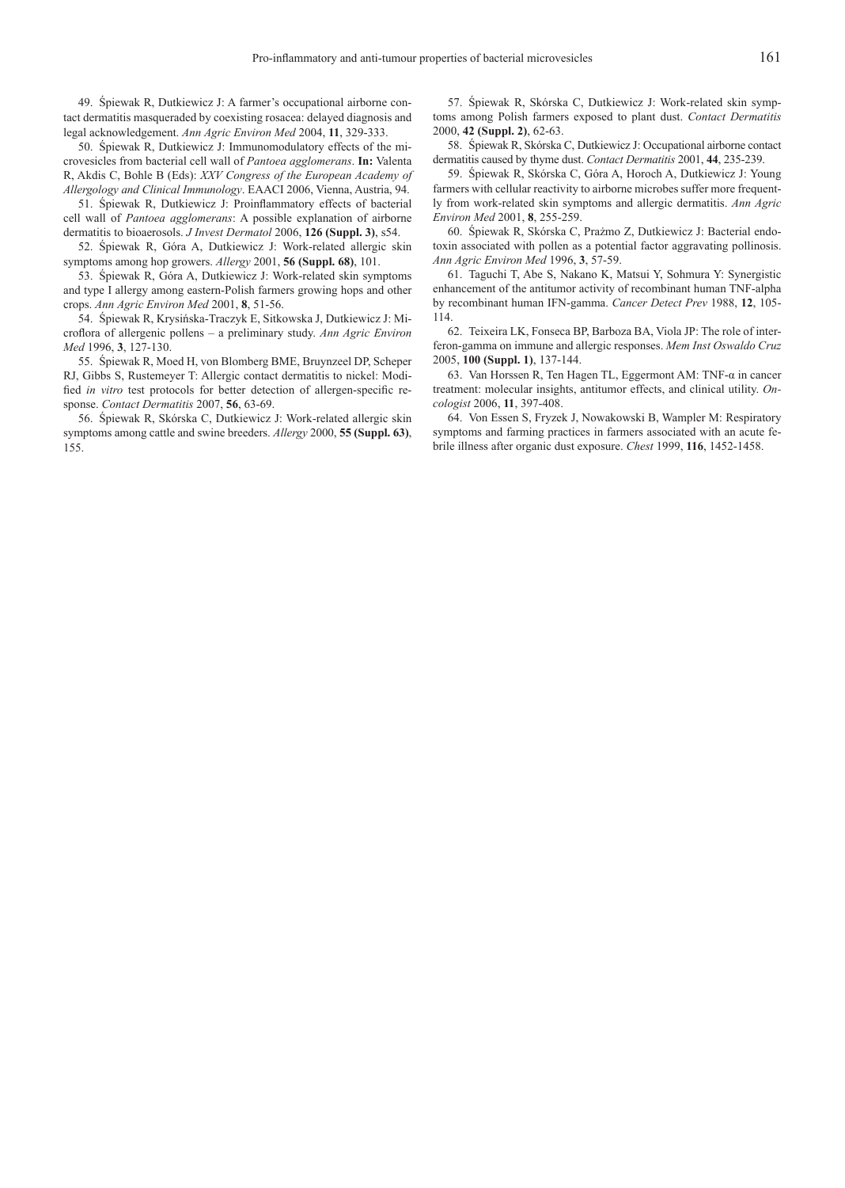49. Śpiewak R, Dutkiewicz J: A farmer's occupational airborne contact dermatitis masqueraded by coexisting rosacea: delayed diagnosis and legal acknowledgement. *Ann Agric Environ Med* 2004, **11**, 329-333.

50. Śpiewak R, Dutkiewicz J: Immunomodulatory effects of the microvesicles from bacterial cell wall of *Pantoea agglomerans*. **In:** Valenta R, Akdis C, Bohle B (Eds): *XXV Congress of the European Academy of Allergology and Clinical Immunology*. EAACI 2006, Vienna, Austria, 94.

51. Śpiewak R, Dutkiewicz J: Proinflammatory effects of bacterial cell wall of *Pantoea agglomerans*: A possible explanation of airborne dermatitis to bioaerosols. *J Invest Dermatol* 2006, **126 (Suppl. 3)**, s54.

52. Śpiewak R, Góra A, Dutkiewicz J: Work-related allergic skin symptoms among hop growers. *Allergy* 2001, **56 (Suppl. 68)**, 101.

53. Śpiewak R, Góra A, Dutkiewicz J: Work-related skin symptoms and type I allergy among eastern-Polish farmers growing hops and other crops. *Ann Agric Environ Med* 2001, **8**, 51-56.

54. Śpiewak R, Krysińska-Traczyk E, Sitkowska J, Dutkiewicz J: Microflora of allergenic pollens – a preliminary study. *Ann Agric Environ Med* 1996, **3**, 127-130.

55. Śpiewak R, Moed H, von Blomberg BME, Bruynzeel DP, Scheper RJ, Gibbs S, Rustemeyer T: Allergic contact dermatitis to nickel: Modified *in vitro* test protocols for better detection of allergen-specific response. *Contact Dermatitis* 2007, **56**, 63-69.

56. Śpiewak R, Skórska C, Dutkiewicz J: Work-related allergic skin symptoms among cattle and swine breeders. *Allergy* 2000, **55 (Suppl. 63)**, 155.

57. Śpiewak R, Skórska C, Dutkiewicz J: Work-related skin symptoms among Polish farmers exposed to plant dust. *Contact Dermatitis* 2000, **42 (Suppl. 2)**, 62-63.

58. Śpiewak R, Skórska C, Dutkiewicz J: Occupational airborne contact dermatitis caused by thyme dust. *Contact Dermatitis* 2001, **44**, 235-239.

59. Śpiewak R, Skórska C, Góra A, Horoch A, Dutkiewicz J: Young farmers with cellular reactivity to airborne microbes suffer more frequently from work-related skin symptoms and allergic dermatitis. *Ann Agric Environ Med* 2001, **8**, 255-259.

60. Śpiewak R, Skórska C, Prażmo Z, Dutkiewicz J: Bacterial endotoxin associated with pollen as a potential factor aggravating pollinosis. *Ann Agric Environ Med* 1996, **3**, 57-59.

61. Taguchi T, Abe S, Nakano K, Matsui Y, Sohmura Y: Synergistic enhancement of the antitumor activity of recombinant human TNF-alpha by recombinant human IFN-gamma. *Cancer Detect Prev* 1988, **12**, 105-114.

62. Teixeira LK, Fonseca BP, Barboza BA, Viola JP: The role of interferon-gamma on immune and allergic responses. *Mem Inst Oswaldo Cruz* 2005, **100 (Suppl. 1)**, 137-144.

63. Van Horssen R, Ten Hagen TL, Eggermont AM: TNF-α in cancer treatment: molecular insights, antitumor effects, and clinical utility. *Oncologist* 2006, **11**, 397-408.

64. Von Essen S, Fryzek J, Nowakowski B, Wampler M: Respiratory symptoms and farming practices in farmers associated with an acute febrile illness after organic dust exposure. *Chest* 1999, **116**, 1452-1458.